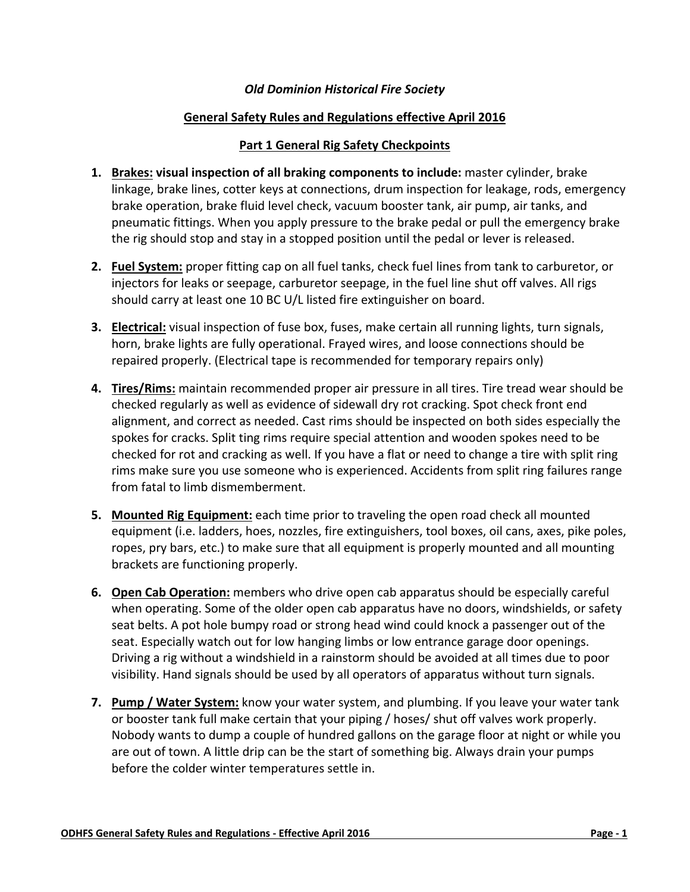*Old Dominion Historical Fire Society*

## General Safety Rules and Regulations effective April 2016

### Part 1 General Rig Safety Checkpoints

1. **Brakes: visual inspection of all braking components to include:** master cylinder, brake linkage, brake lines, cotter keys at connections, drum inspection for leakage, rods, emergency brake operation, brake fluid level check, vacuum booster tank, air pump, air tanks, and pneumatic fittings. When you apply pressure to the brake pedal or pull the emergency brake the rig should stop and stay in a stopped position until the pedal or lever is released.

2. **Fuel System:** proper fitting cap on all fuel tanks, check fuel lines from tank to carburetor, or injectors for leaks or seepage, carburetor seepage, in the fuel line shut off valves. All rigs should carry at least one 10 BC U/L listed fire extinguisher on board.

3. **Electrical:** visual inspection of fuse box, fuses, make certain all running lights, turn signals, horn, brake lights are fully operational. Frayed wires, and loose connections should be repaired properly. (Electrical tape is recommended for temporary repairs only)

4. **Tires/Rims:** maintain recommended proper air pressure in all tires. Tire tread wear should be checked regularly as well as evidence of sidewall dry rot cracking. Spot check front end alignment, and correct as needed. Cast rims should be inspected on both sides especially the spokes for cracks. Split ting rims require special attention and wooden spokes need to be checked for rot and cracking as well. If you have a flat or need to change a tire with split ring rims make sure you use someone who is experienced. Accidents from split ring failures range from fatal to limb dismemberment.

5. **Mounted Rig Equipment:** each time prior to traveling the open road check all mounted equipment (i.e. ladders, hoes, nozzles, fire extinguishers, tool boxes, oil cans, axes, pike poles, ropes, pry bars, etc.) to make sure that all equipment is properly mounted and all mounting brackets are functioning properly.

6. **Open Cab Operation:** members who drive open cab apparatus should be especially careful when operating. Some of the older open cab apparatus have no doors, windshields, or safety seat belts. A pot hole bumpy road or strong head wind could knock a passenger out of the seat. Especially watch out for low hanging limbs or low entrance garage door openings. Driving a rig without a windshield in a rainstorm should be avoided at all times due to poor visibility. Hand signals should be used by all operators of apparatus without turn signals.

7. **Pump / Water System:** know your water system, and plumbing. If you leave your water tank or booster tank full make certain that your piping / hoses/ shut off valves work properly. Nobody wants to dump a couple of hundred gallons on the garage floor at night or while you are out of town. A little drip can be the start of something big. Always drain your pumps before the colder winter temperatures settle in.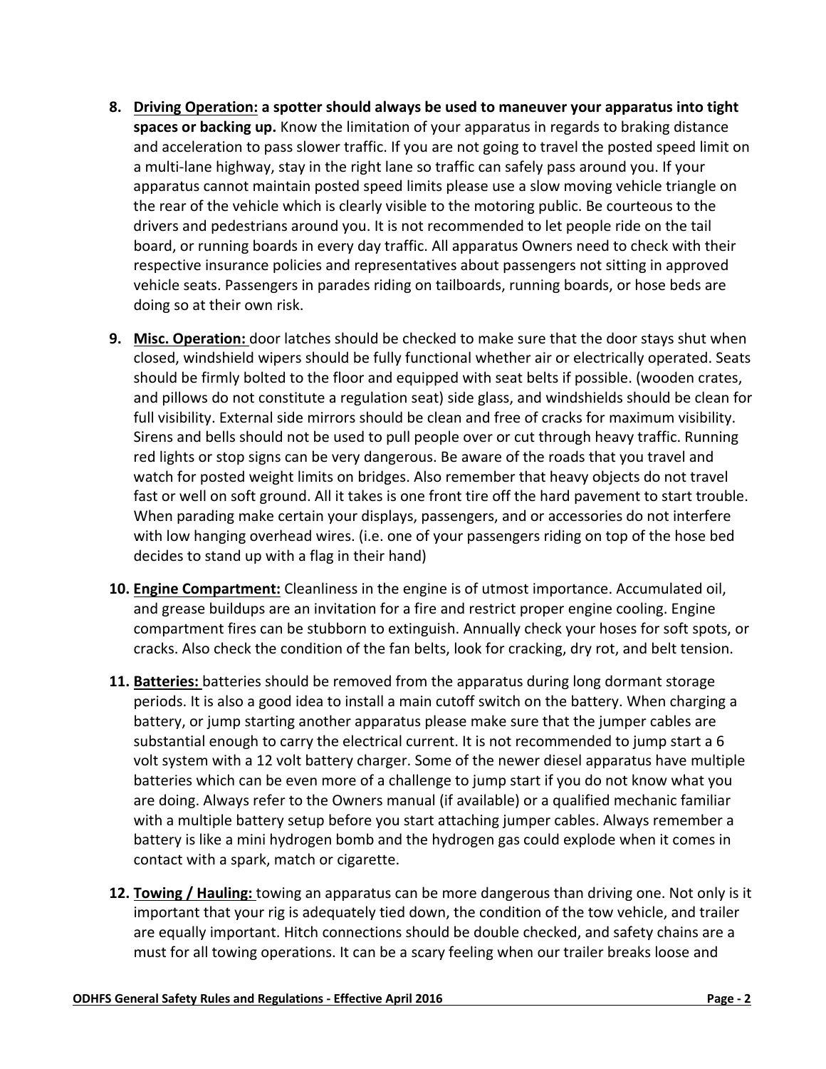8. **<u>Driving Operation:</u> a spotter should always be used to maneuver your apparatus into tight spaces or backing up.** Know the limitation of your apparatus in regards to braking distance and acceleration to pass slower traffic. If you are not going to travel the posted speed limit on a multi-lane highway, stay in the right lane so traffic can safely pass around you. If your apparatus cannot maintain posted speed limits please use a slow moving vehicle triangle on the rear of the vehicle which is clearly visible to the motoring public. Be courteous to the drivers and pedestrians around you. It is not recommended to let people ride on the tail board, or running boards in every day traffic. All apparatus Owners need to check with their respective insurance policies and representatives about passengers not sitting in approved vehicle seats. Passengers in parades riding on tailboards, running boards, or hose beds are doing so at their own risk.

9. **<u>Misc. Operation:</u>** door latches should be checked to make sure that the door stays shut when closed, windshield wipers should be fully functional whether air or electrically operated. Seats should be firmly bolted to the floor and equipped with seat belts if possible. (wooden crates, and pillows do not constitute a regulation seat) side glass, and windshields should be clean for full visibility. External side mirrors should be clean and free of cracks for maximum visibility. Sirens and bells should not be used to pull people over or cut through heavy traffic. Running red lights or stop signs can be very dangerous. Be aware of the roads that you travel and watch for posted weight limits on bridges. Also remember that heavy objects do not travel fast or well on soft ground. All it takes is one front tire off the hard pavement to start trouble. When parading make certain your displays, passengers, and or accessories do not interfere with low hanging overhead wires. (i.e. one of your passengers riding on top of the hose bed decides to stand up with a flag in their hand)

10. **<u>Engine Compartment:</u>** Cleanliness in the engine is of utmost importance. Accumulated oil, and grease buildups are an invitation for a fire and restrict proper engine cooling. Engine compartment fires can be stubborn to extinguish. Annually check your hoses for soft spots, or cracks. Also check the condition of the fan belts, look for cracking, dry rot, and belt tension.

11. **<u>Batteries:</u>** batteries should be removed from the apparatus during long dormant storage periods. It is also a good idea to install a main cutoff switch on the battery. When charging a battery, or jump starting another apparatus please make sure that the jumper cables are substantial enough to carry the electrical current. It is not recommended to jump start a 6 volt system with a 12 volt battery charger. Some of the newer diesel apparatus have multiple batteries which can be even more of a challenge to jump start if you do not know what you are doing. Always refer to the Owners manual (if available) or a qualified mechanic familiar with a multiple battery setup before you start attaching jumper cables. Always remember a battery is like a mini hydrogen bomb and the hydrogen gas could explode when it comes in contact with a spark, match or cigarette.

12. **<u>Towing / Hauling:</u>** towing an apparatus can be more dangerous than driving one. Not only is it important that your rig is adequately tied down, the condition of the tow vehicle, and trailer are equally important. Hitch connections should be double checked, and safety chains are a must for all towing operations. It can be a scary feeling when our trailer breaks loose and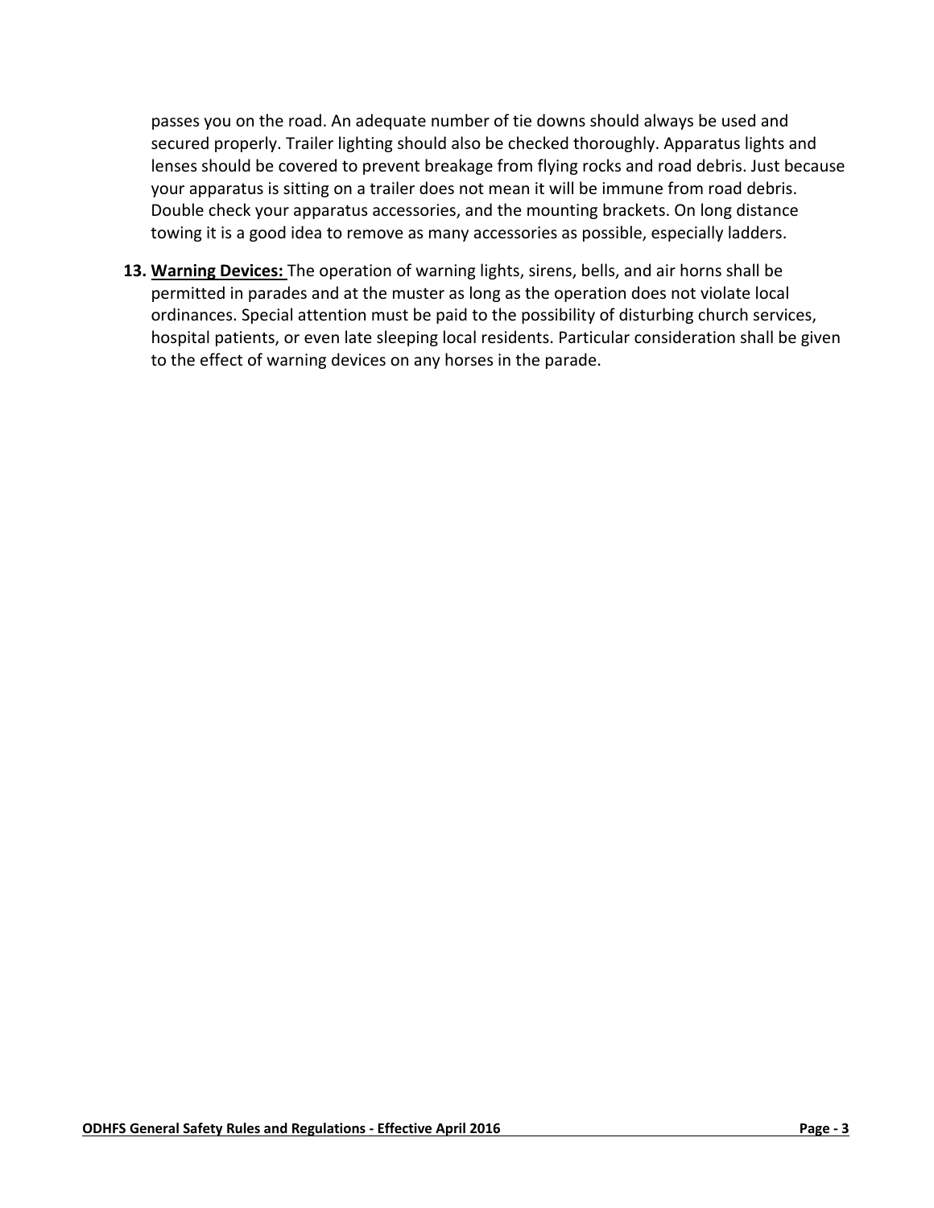passes you on the road. An adequate number of tie downs should always be used and secured properly. Trailer lighting should also be checked thoroughly. Apparatus lights and lenses should be covered to prevent breakage from flying rocks and road debris. Just because your apparatus is sitting on a trailer does not mean it will be immune from road debris. Double check your apparatus accessories, and the mounting brackets. On long distance towing it is a good idea to remove as many accessories as possible, especially ladders.

13. **Warning Devices:** The operation of warning lights, sirens, bells, and air horns shall be permitted in parades and at the muster as long as the operation does not violate local ordinances. Special attention must be paid to the possibility of disturbing church services, hospital patients, or even late sleeping local residents. Particular consideration shall be given to the effect of warning devices on any horses in the parade.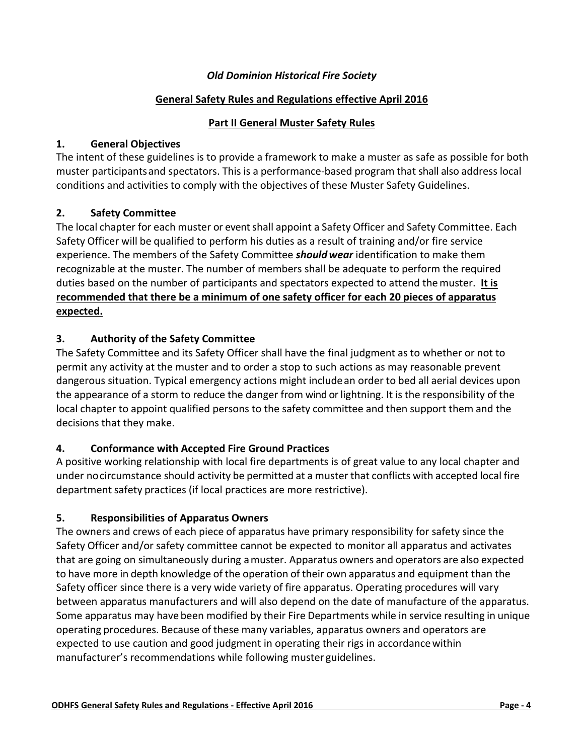*Old Dominion Historical Fire Society*

**General Safety Rules and Regulations effective April 2016**

**Part II General Muster Safety Rules**

## 1. General Objectives

The intent of these guidelines is to provide a framework to make a muster as safe as possible for both muster participants and spectators. This is a performance-based program that shall also address local conditions and activities to comply with the objectives of these Muster Safety Guidelines.

## 2. Safety Committee

The local chapter for each muster or event shall appoint a Safety Officer and Safety Committee. Each Safety Officer will be qualified to perform his duties as a result of training and/or fire service experience. The members of the Safety Committee ***should wear*** identification to make them recognizable at the muster. The number of members shall be adequate to perform the required duties based on the number of participants and spectators expected to attend the muster. **It is recommended that there be a minimum of one safety officer for each 20 pieces of apparatus expected.**

## 3. Authority of the Safety Committee

The Safety Committee and its Safety Officer shall have the final judgment as to whether or not to permit any activity at the muster and to order a stop to such actions as may reasonable prevent dangerous situation. Typical emergency actions might include an order to bed all aerial devices upon the appearance of a storm to reduce the danger from wind or lightning. It is the responsibility of the local chapter to appoint qualified persons to the safety committee and then support them and the decisions that they make.

## 4. Conformance with Accepted Fire Ground Practices

A positive working relationship with local fire departments is of great value to any local chapter and under no circumstance should activity be permitted at a muster that conflicts with accepted local fire department safety practices (if local practices are more restrictive).

## 5. Responsibilities of Apparatus Owners

The owners and crews of each piece of apparatus have primary responsibility for safety since the Safety Officer and/or safety committee cannot be expected to monitor all apparatus and activates that are going on simultaneously during a muster. Apparatus owners and operators are also expected to have more in depth knowledge of the operation of their own apparatus and equipment than the Safety officer since there is a very wide variety of fire apparatus. Operating procedures will vary between apparatus manufacturers and will also depend on the date of manufacture of the apparatus. Some apparatus may have been modified by their Fire Departments while in service resulting in unique operating procedures. Because of these many variables, apparatus owners and operators are expected to use caution and good judgment in operating their rigs in accordance within manufacturer's recommendations while following muster guidelines.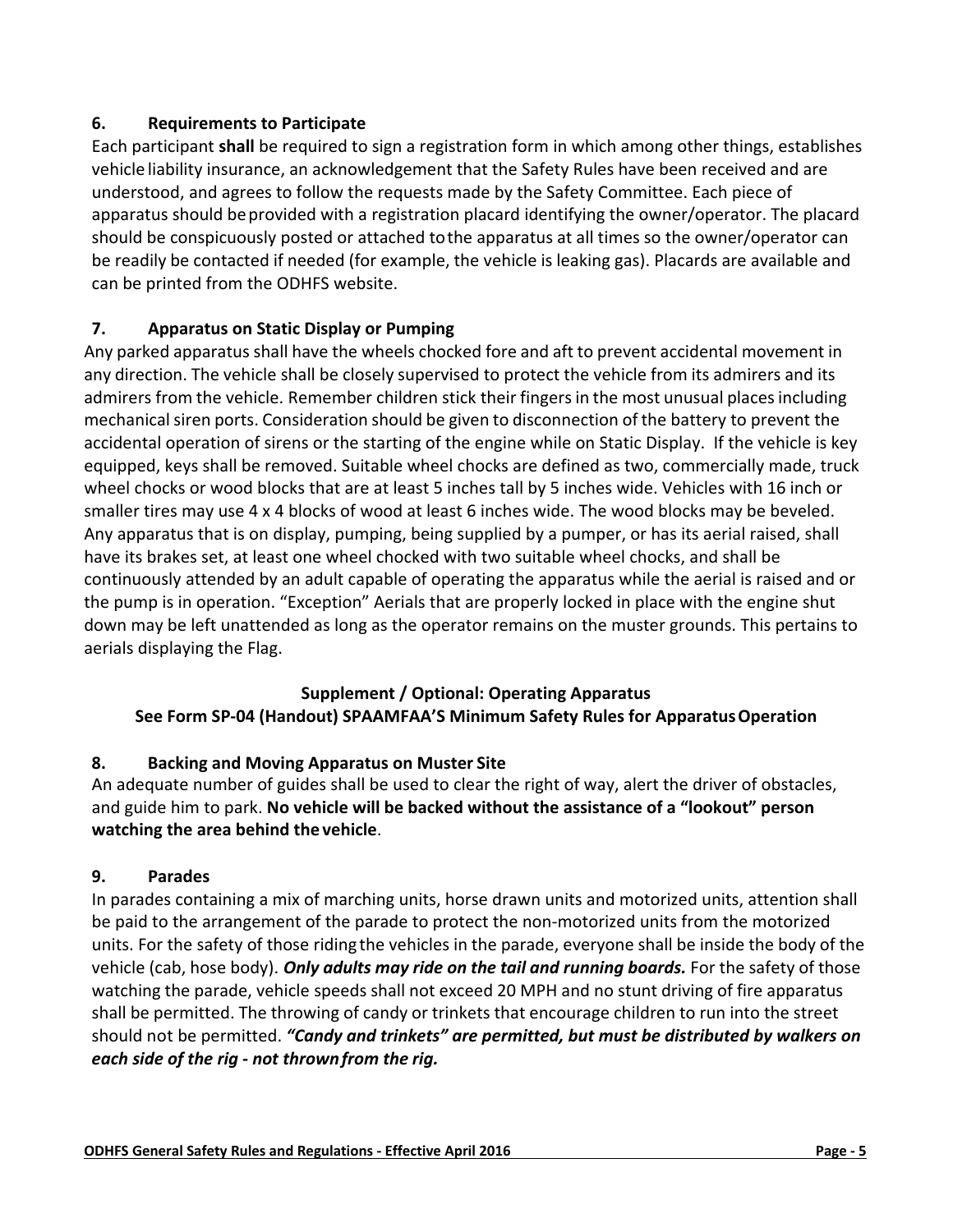### 6. Requirements to Participate

Each participant **shall** be required to sign a registration form in which among other things, establishes vehicle liability insurance, an acknowledgement that the Safety Rules have been received and are understood, and agrees to follow the requests made by the Safety Committee. Each piece of apparatus should be provided with a registration placard identifying the owner/operator. The placard should be conspicuously posted or attached to the apparatus at all times so the owner/operator can be readily be contacted if needed (for example, the vehicle is leaking gas). Placards are available and can be printed from the ODHFS website.

### 7. Apparatus on Static Display or Pumping

Any parked apparatus shall have the wheels chocked fore and aft to prevent accidental movement in any direction. The vehicle shall be closely supervised to protect the vehicle from its admirers and its admirers from the vehicle. Remember children stick their fingers in the most unusual places including mechanical siren ports. Consideration should be given to disconnection of the battery to prevent the accidental operation of sirens or the starting of the engine while on Static Display. If the vehicle is key equipped, keys shall be removed. Suitable wheel chocks are defined as two, commercially made, truck wheel chocks or wood blocks that are at least 5 inches tall by 5 inches wide. Vehicles with 16 inch or smaller tires may use 4 x 4 blocks of wood at least 6 inches wide. The wood blocks may be beveled. Any apparatus that is on display, pumping, being supplied by a pumper, or has its aerial raised, shall have its brakes set, at least one wheel chocked with two suitable wheel chocks, and shall be continuously attended by an adult capable of operating the apparatus while the aerial is raised and or the pump is in operation. "Exception" Aerials that are properly locked in place with the engine shut down may be left unattended as long as the operator remains on the muster grounds. This pertains to aerials displaying the Flag.

**Supplement / Optional: Operating Apparatus**
**See Form SP-04 (Handout) SPAAMFAA'S Minimum Safety Rules for Apparatus Operation**

### 8. Backing and Moving Apparatus on Muster Site

An adequate number of guides shall be used to clear the right of way, alert the driver of obstacles, and guide him to park. **No vehicle will be backed without the assistance of a "lookout" person watching the area behind the vehicle**.

### 9. Parades

In parades containing a mix of marching units, horse drawn units and motorized units, attention shall be paid to the arrangement of the parade to protect the non-motorized units from the motorized units. For the safety of those riding the vehicles in the parade, everyone shall be inside the body of the vehicle (cab, hose body). ***Only adults may ride on the tail and running boards.*** For the safety of those watching the parade, vehicle speeds shall not exceed 20 MPH and no stunt driving of fire apparatus shall be permitted. The throwing of candy or trinkets that encourage children to run into the street should not be permitted. ***"Candy and trinkets" are permitted, but must be distributed by walkers on each side of the rig - not thrown from the rig.***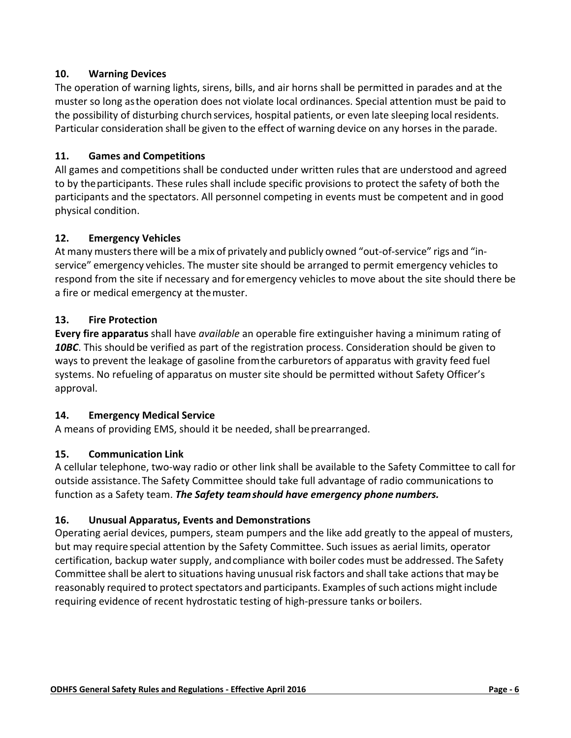### 10. Warning Devices

The operation of warning lights, sirens, bills, and air horns shall be permitted in parades and at the muster so long as the operation does not violate local ordinances. Special attention must be paid to the possibility of disturbing church services, hospital patients, or even late sleeping local residents. Particular consideration shall be given to the effect of warning device on any horses in the parade.

### 11. Games and Competitions

All games and competitions shall be conducted under written rules that are understood and agreed to by the participants. These rules shall include specific provisions to protect the safety of both the participants and the spectators. All personnel competing in events must be competent and in good physical condition.

### 12. Emergency Vehicles

At many musters there will be a mix of privately and publicly owned "out-of-service" rigs and "in-service" emergency vehicles. The muster site should be arranged to permit emergency vehicles to respond from the site if necessary and for emergency vehicles to move about the site should there be a fire or medical emergency at the muster.

### 13. Fire Protection

**Every fire apparatus** shall have *available* an operable fire extinguisher having a minimum rating of ***10BC***. This should be verified as part of the registration process. Consideration should be given to ways to prevent the leakage of gasoline from the carburetors of apparatus with gravity feed fuel systems. No refueling of apparatus on muster site should be permitted without Safety Officer's approval.

### 14. Emergency Medical Service

A means of providing EMS, should it be needed, shall be prearranged.

### 15. Communication Link

A cellular telephone, two-way radio or other link shall be available to the Safety Committee to call for outside assistance. The Safety Committee should take full advantage of radio communications to function as a Safety team. ***The Safety team should have emergency phone numbers.***

### 16. Unusual Apparatus, Events and Demonstrations

Operating aerial devices, pumpers, steam pumpers and the like add greatly to the appeal of musters, but may require special attention by the Safety Committee. Such issues as aerial limits, operator certification, backup water supply, and compliance with boiler codes must be addressed. The Safety Committee shall be alert to situations having unusual risk factors and shall take actions that may be reasonably required to protect spectators and participants. Examples of such actions might include requiring evidence of recent hydrostatic testing of high-pressure tanks or boilers.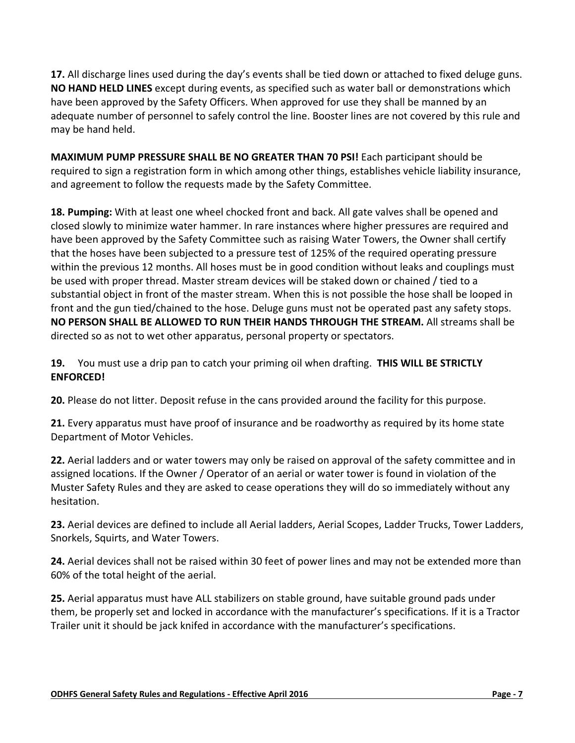**17.** All discharge lines used during the day's events shall be tied down or attached to fixed deluge guns. **NO HAND HELD LINES** except during events, as specified such as water ball or demonstrations which have been approved by the Safety Officers. When approved for use they shall be manned by an adequate number of personnel to safely control the line. Booster lines are not covered by this rule and may be hand held.

**MAXIMUM PUMP PRESSURE SHALL BE NO GREATER THAN 70 PSI!** Each participant should be required to sign a registration form in which among other things, establishes vehicle liability insurance, and agreement to follow the requests made by the Safety Committee.

**18. Pumping:** With at least one wheel chocked front and back. All gate valves shall be opened and closed slowly to minimize water hammer. In rare instances where higher pressures are required and have been approved by the Safety Committee such as raising Water Towers, the Owner shall certify that the hoses have been subjected to a pressure test of 125% of the required operating pressure within the previous 12 months. All hoses must be in good condition without leaks and couplings must be used with proper thread. Master stream devices will be staked down or chained / tied to a substantial object in front of the master stream. When this is not possible the hose shall be looped in front and the gun tied/chained to the hose. Deluge guns must not be operated past any safety stops. **NO PERSON SHALL BE ALLOWED TO RUN THEIR HANDS THROUGH THE STREAM.** All streams shall be directed so as not to wet other apparatus, personal property or spectators.

**19.** You must use a drip pan to catch your priming oil when drafting. **THIS WILL BE STRICTLY ENFORCED!**

**20.** Please do not litter. Deposit refuse in the cans provided around the facility for this purpose.

**21.** Every apparatus must have proof of insurance and be roadworthy as required by its home state Department of Motor Vehicles.

**22.** Aerial ladders and or water towers may only be raised on approval of the safety committee and in assigned locations. If the Owner / Operator of an aerial or water tower is found in violation of the Muster Safety Rules and they are asked to cease operations they will do so immediately without any hesitation.

**23.** Aerial devices are defined to include all Aerial ladders, Aerial Scopes, Ladder Trucks, Tower Ladders, Snorkels, Squirts, and Water Towers.

**24.** Aerial devices shall not be raised within 30 feet of power lines and may not be extended more than 60% of the total height of the aerial.

**25.** Aerial apparatus must have ALL stabilizers on stable ground, have suitable ground pads under them, be properly set and locked in accordance with the manufacturer's specifications. If it is a Tractor Trailer unit it should be jack knifed in accordance with the manufacturer's specifications.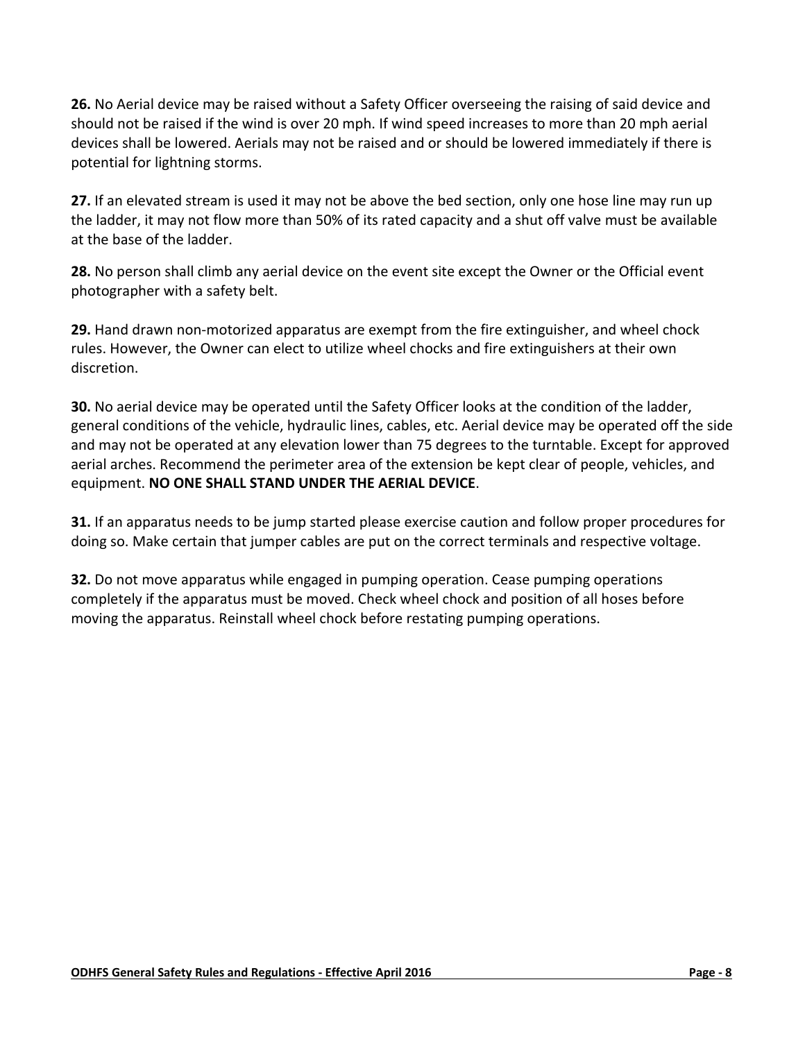**26.** No Aerial device may be raised without a Safety Officer overseeing the raising of said device and should not be raised if the wind is over 20 mph. If wind speed increases to more than 20 mph aerial devices shall be lowered. Aerials may not be raised and or should be lowered immediately if there is potential for lightning storms.

**27.** If an elevated stream is used it may not be above the bed section, only one hose line may run up the ladder, it may not flow more than 50% of its rated capacity and a shut off valve must be available at the base of the ladder.

**28.** No person shall climb any aerial device on the event site except the Owner or the Official event photographer with a safety belt.

**29.** Hand drawn non-motorized apparatus are exempt from the fire extinguisher, and wheel chock rules. However, the Owner can elect to utilize wheel chocks and fire extinguishers at their own discretion.

**30.** No aerial device may be operated until the Safety Officer looks at the condition of the ladder, general conditions of the vehicle, hydraulic lines, cables, etc. Aerial device may be operated off the side and may not be operated at any elevation lower than 75 degrees to the turntable. Except for approved aerial arches. Recommend the perimeter area of the extension be kept clear of people, vehicles, and equipment. **NO ONE SHALL STAND UNDER THE AERIAL DEVICE**.

**31.** If an apparatus needs to be jump started please exercise caution and follow proper procedures for doing so. Make certain that jumper cables are put on the correct terminals and respective voltage.

**32.** Do not move apparatus while engaged in pumping operation. Cease pumping operations completely if the apparatus must be moved. Check wheel chock and position of all hoses before moving the apparatus. Reinstall wheel chock before restating pumping operations.